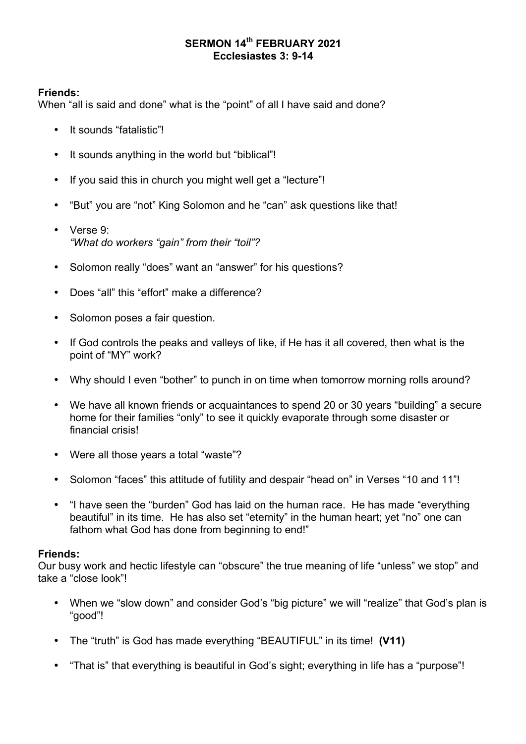**SERMON 14th FEBRUARY 2021**
**Ecclesiastes 3: 9-14**

**Friends:**
When "all is said and done" what is the "point" of all I have said and done?

- It sounds "fatalistic"!
- It sounds anything in the world but "biblical"!
- If you said this in church you might well get a "lecture"!
- "But" you are "not" King Solomon and he "can" ask questions like that!
- Verse 9:
  *"What do workers "gain" from their "toil"?*
- Solomon really "does" want an "answer" for his questions?
- Does "all" this "effort" make a difference?
- Solomon poses a fair question.
- If God controls the peaks and valleys of like, if He has it all covered, then what is the point of "MY" work?
- Why should I even "bother" to punch in on time when tomorrow morning rolls around?
- We have all known friends or acquaintances to spend 20 or 30 years "building" a secure home for their families "only" to see it quickly evaporate through some disaster or financial crisis!
- Were all those years a total "waste"?
- Solomon "faces" this attitude of futility and despair "head on" in Verses "10 and 11"!
- "I have seen the "burden" God has laid on the human race. He has made "everything beautiful" in its time. He has also set "eternity" in the human heart; yet "no" one can fathom what God has done from beginning to end!"

**Friends:**
Our busy work and hectic lifestyle can "obscure" the true meaning of life "unless" we stop" and take a "close look"!

- When we "slow down" and consider God's "big picture" we will "realize" that God's plan is "good"!
- The "truth" is God has made everything "BEAUTIFUL" in its time! **(V11)**
- "That is" that everything is beautiful in God's sight; everything in life has a "purpose"!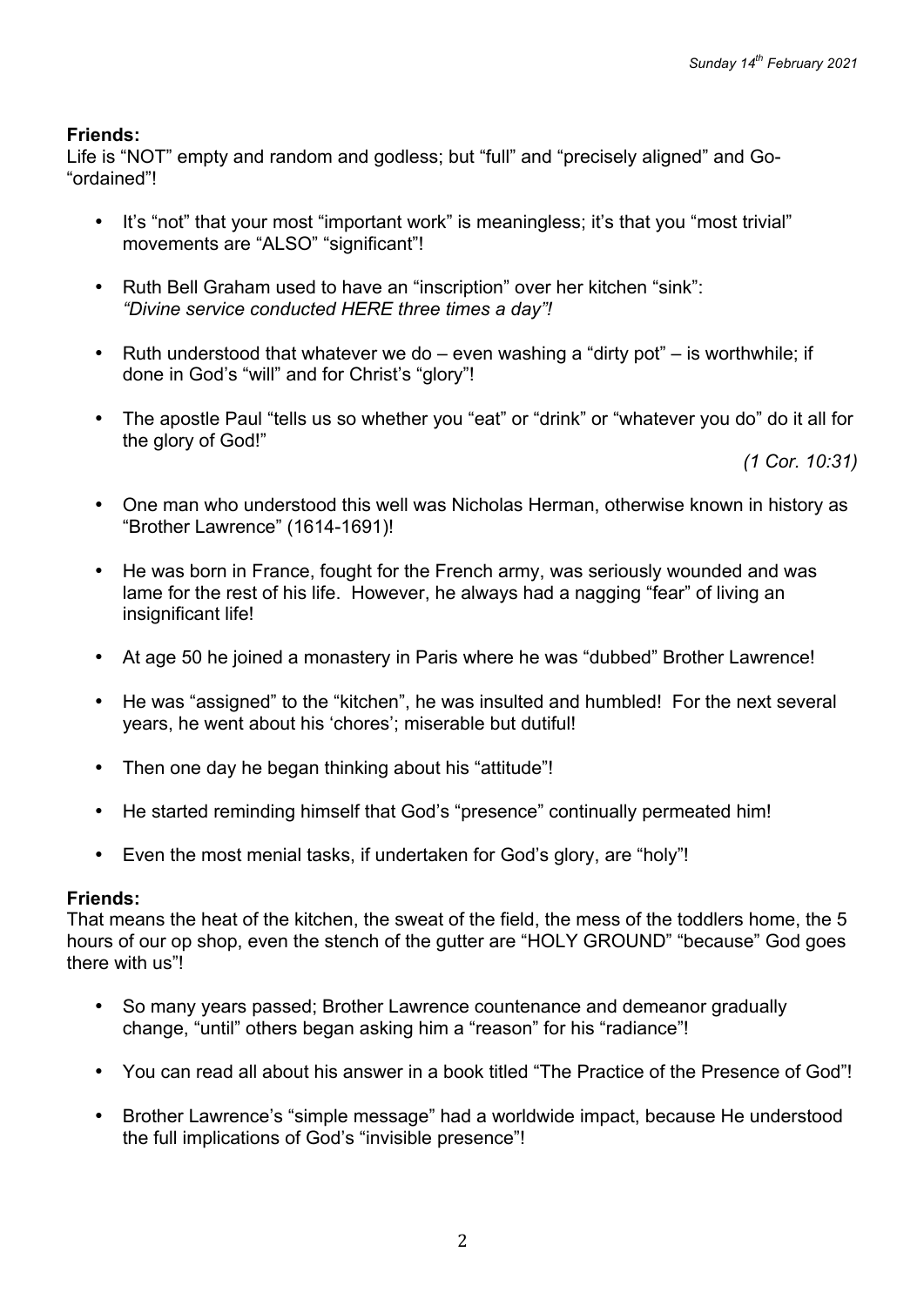**Friends:**
Life is "NOT" empty and random and godless; but "full" and "precisely aligned" and Go-"ordained"!

- It's "not" that your most "important work" is meaningless; it's that you "most trivial" movements are "ALSO" "significant"!
- Ruth Bell Graham used to have an "inscription" over her kitchen "sink": *"Divine service conducted HERE three times a day"!*
- Ruth understood that whatever we do – even washing a "dirty pot" – is worthwhile; if done in God's "will" and for Christ's "glory"!
- The apostle Paul "tells us so whether you "eat" or "drink" or "whatever you do" do it all for the glory of God!"

  *(1 Cor. 10:31)*
- One man who understood this well was Nicholas Herman, otherwise known in history as "Brother Lawrence" (1614-1691)!
- He was born in France, fought for the French army, was seriously wounded and was lame for the rest of his life. However, he always had a nagging "fear" of living an insignificant life!
- At age 50 he joined a monastery in Paris where he was "dubbed" Brother Lawrence!
- He was "assigned" to the "kitchen", he was insulted and humbled! For the next several years, he went about his 'chores'; miserable but dutiful!
- Then one day he began thinking about his "attitude"!
- He started reminding himself that God's "presence" continually permeated him!
- Even the most menial tasks, if undertaken for God's glory, are "holy"!

**Friends:**
That means the heat of the kitchen, the sweat of the field, the mess of the toddlers home, the 5 hours of our op shop, even the stench of the gutter are "HOLY GROUND" "because" God goes there with us"!

- So many years passed; Brother Lawrence countenance and demeanor gradually change, "until" others began asking him a "reason" for his "radiance"!
- You can read all about his answer in a book titled "The Practice of the Presence of God"!
- Brother Lawrence's "simple message" had a worldwide impact, because He understood the full implications of God's "invisible presence"!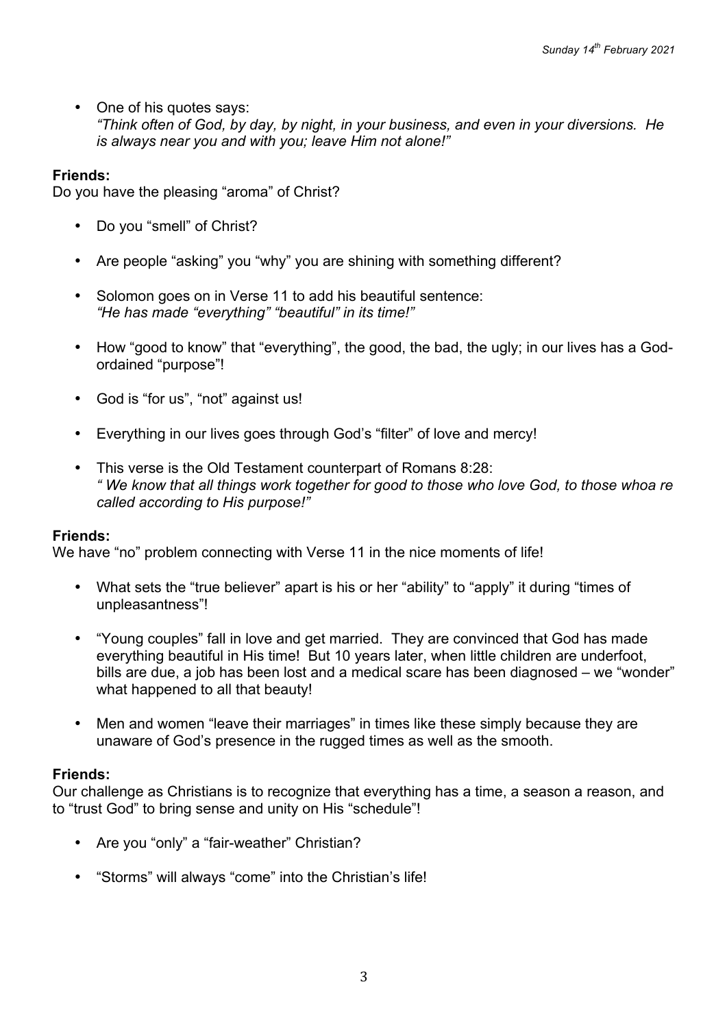- One of his quotes says:
  *"Think often of God, by day, by night, in your business, and even in your diversions. He is always near you and with you; leave Him not alone!"*

**Friends:**
Do you have the pleasing "aroma" of Christ?

- Do you "smell" of Christ?
- Are people "asking" you "why" you are shining with something different?
- Solomon goes on in Verse 11 to add his beautiful sentence:
  *"He has made "everything" "beautiful" in its time!"*
- How "good to know" that "everything", the good, the bad, the ugly; in our lives has a God-ordained "purpose"!
- God is "for us", "not" against us!
- Everything in our lives goes through God's "filter" of love and mercy!
- This verse is the Old Testament counterpart of Romans 8:28:
  *" We know that all things work together for good to those who love God, to those whoa re called according to His purpose!"*

**Friends:**
We have "no" problem connecting with Verse 11 in the nice moments of life!

- What sets the "true believer" apart is his or her "ability" to "apply" it during "times of unpleasantness"!
- "Young couples" fall in love and get married. They are convinced that God has made everything beautiful in His time! But 10 years later, when little children are underfoot, bills are due, a job has been lost and a medical scare has been diagnosed – we "wonder" what happened to all that beauty!
- Men and women "leave their marriages" in times like these simply because they are unaware of God's presence in the rugged times as well as the smooth.

**Friends:**
Our challenge as Christians is to recognize that everything has a time, a season a reason, and to "trust God" to bring sense and unity on His "schedule"!

- Are you "only" a "fair-weather" Christian?
- "Storms" will always "come" into the Christian's life!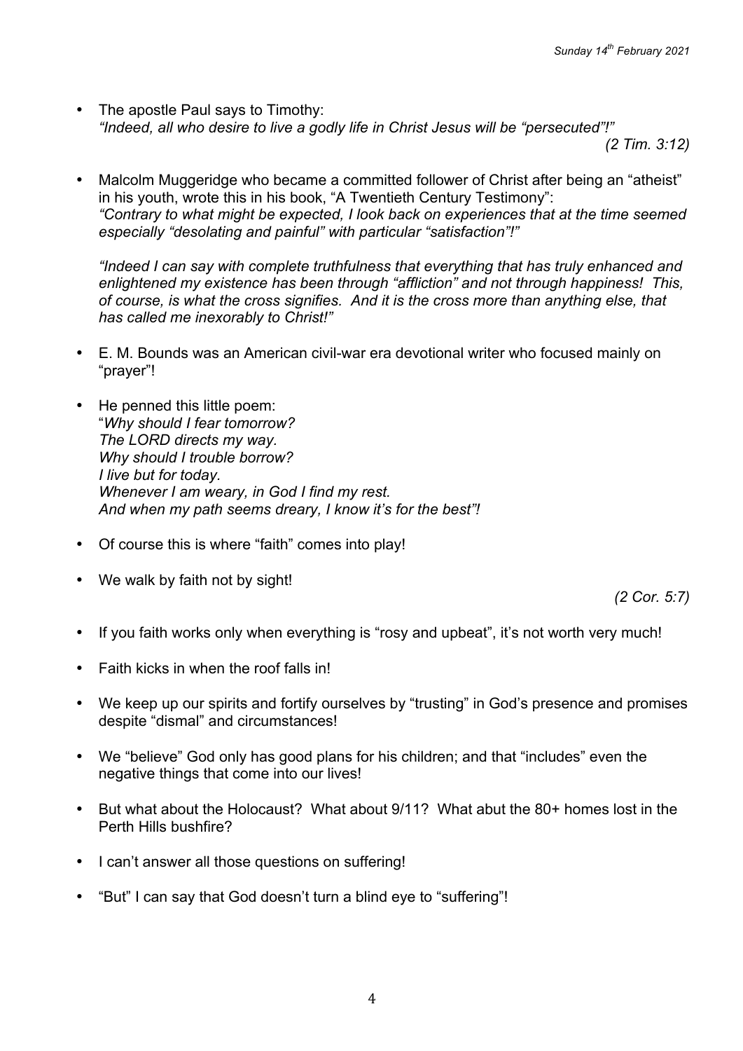- The apostle Paul says to Timothy:
  *"Indeed, all who desire to live a godly life in Christ Jesus will be "persecuted"!"*
  *(2 Tim. 3:12)*

- Malcolm Muggeridge who became a committed follower of Christ after being an "atheist" in his youth, wrote this in his book, "A Twentieth Century Testimony":
  *"Contrary to what might be expected, I look back on experiences that at the time seemed especially "desolating and painful" with particular "satisfaction"!"*

  *"Indeed I can say with complete truthfulness that everything that has truly enhanced and enlightened my existence has been through "affliction" and not through happiness! This, of course, is what the cross signifies. And it is the cross more than anything else, that has called me inexorably to Christ!"*

- E. M. Bounds was an American civil-war era devotional writer who focused mainly on "prayer"!

- He penned this little poem:
  "*Why should I fear tomorrow?*
  *The LORD directs my way.*
  *Why should I trouble borrow?*
  *I live but for today.*
  *Whenever I am weary, in God I find my rest.*
  *And when my path seems dreary, I know it's for the best"!*

- Of course this is where "faith" comes into play!

- We walk by faith not by sight!
  *(2 Cor. 5:7)*

- If you faith works only when everything is "rosy and upbeat", it's not worth very much!

- Faith kicks in when the roof falls in!

- We keep up our spirits and fortify ourselves by "trusting" in God's presence and promises despite "dismal" and circumstances!

- We "believe" God only has good plans for his children; and that "includes" even the negative things that come into our lives!

- But what about the Holocaust? What about 9/11? What abut the 80+ homes lost in the Perth Hills bushfire?

- I can't answer all those questions on suffering!

- "But" I can say that God doesn't turn a blind eye to "suffering"!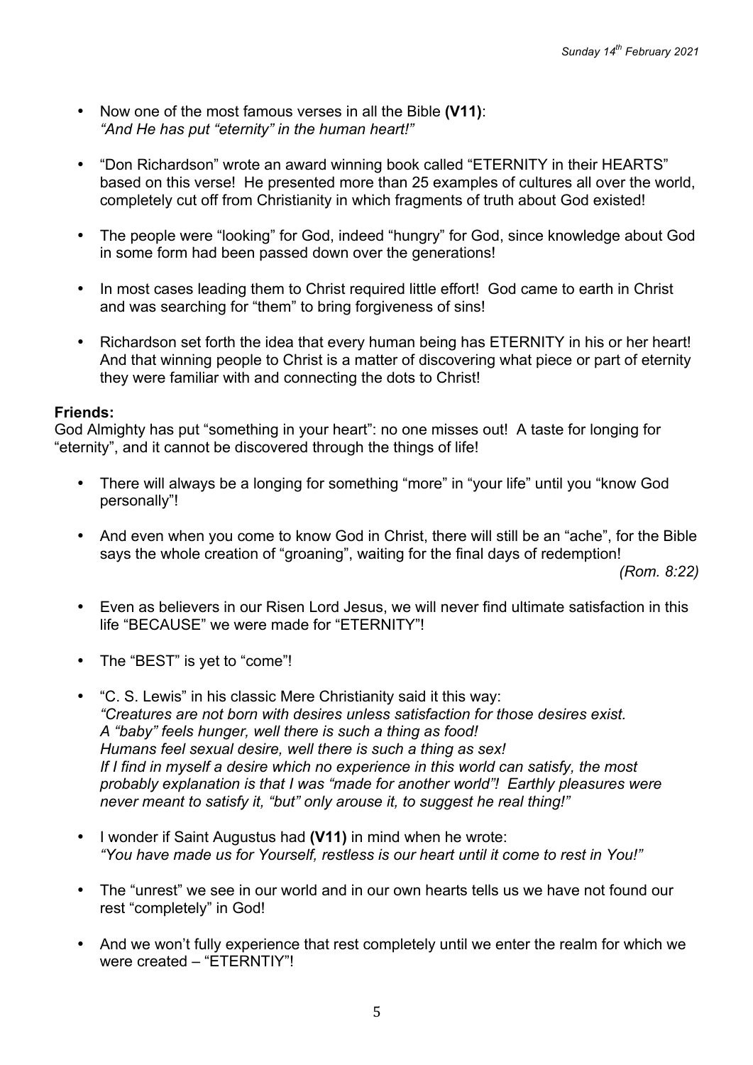- Now one of the most famous verses in all the Bible **(V11)**:
  *"And He has put "eternity" in the human heart!"*

- "Don Richardson" wrote an award winning book called "ETERNITY in their HEARTS" based on this verse! He presented more than 25 examples of cultures all over the world, completely cut off from Christianity in which fragments of truth about God existed!

- The people were "looking" for God, indeed "hungry" for God, since knowledge about God in some form had been passed down over the generations!

- In most cases leading them to Christ required little effort! God came to earth in Christ and was searching for "them" to bring forgiveness of sins!

- Richardson set forth the idea that every human being has ETERNITY in his or her heart! And that winning people to Christ is a matter of discovering what piece or part of eternity they were familiar with and connecting the dots to Christ!

**Friends:**
God Almighty has put "something in your heart": no one misses out! A taste for longing for "eternity", and it cannot be discovered through the things of life!

- There will always be a longing for something "more" in "your life" until you "know God personally"!

- And even when you come to know God in Christ, there will still be an "ache", for the Bible says the whole creation of "groaning", waiting for the final days of redemption! *(Rom. 8:22)*

- Even as believers in our Risen Lord Jesus, we will never find ultimate satisfaction in this life "BECAUSE" we were made for "ETERNITY"!

- The "BEST" is yet to "come"!

- "C. S. Lewis" in his classic Mere Christianity said it this way:
  *"Creatures are not born with desires unless satisfaction for those desires exist.*
  *A "baby" feels hunger, well there is such a thing as food!*
  *Humans feel sexual desire, well there is such a thing as sex!*
  *If I find in myself a desire which no experience in this world can satisfy, the most probably explanation is that I was "made for another world"! Earthly pleasures were never meant to satisfy it, "but" only arouse it, to suggest he real thing!"*

- I wonder if Saint Augustus had **(V11)** in mind when he wrote:
  *"You have made us for Yourself, restless is our heart until it come to rest in You!"*

- The "unrest" we see in our world and in our own hearts tells us we have not found our rest "completely" in God!

- And we won't fully experience that rest completely until we enter the realm for which we were created – "ETERNTIY"!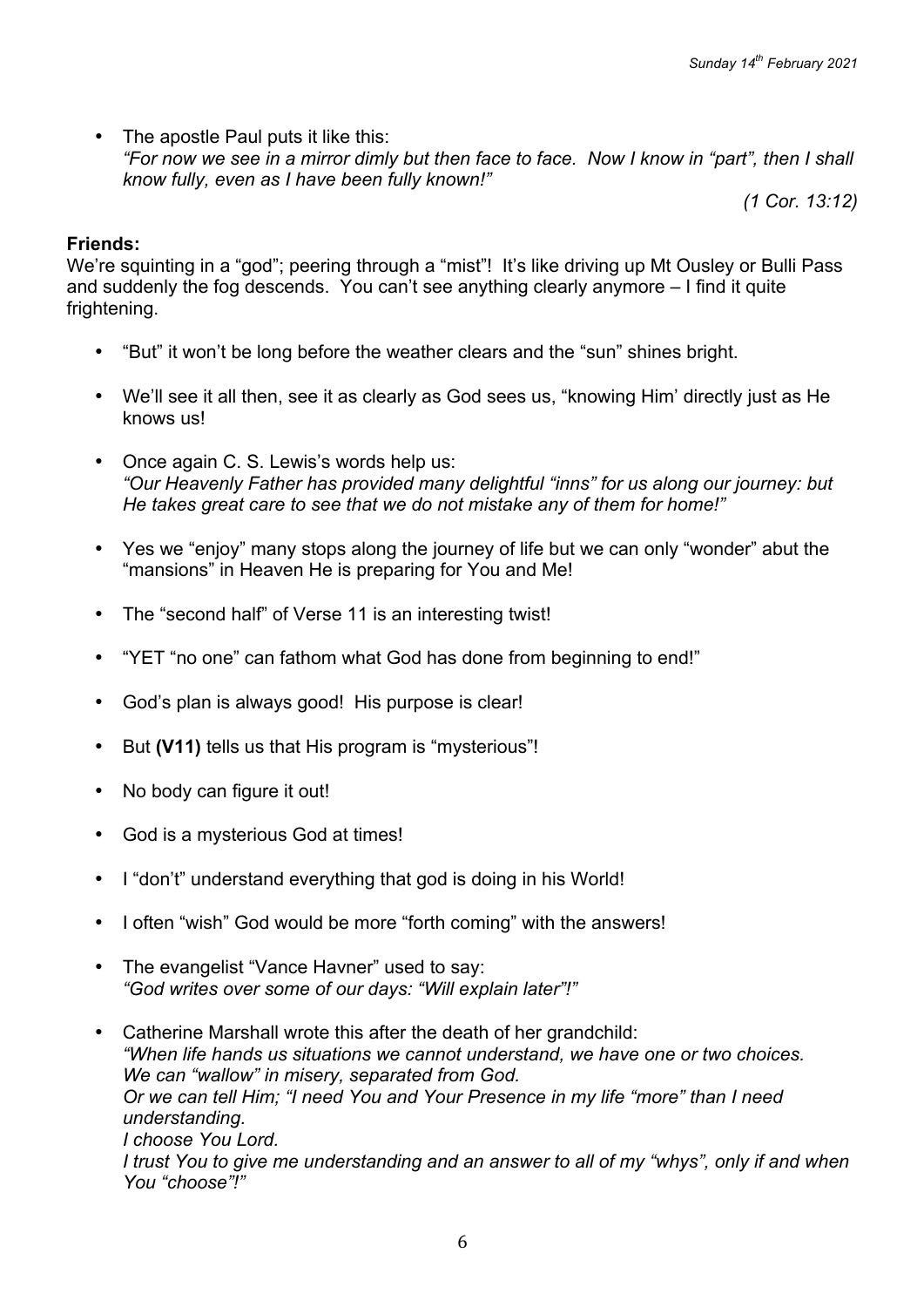- The apostle Paul puts it like this:
  *"For now we see in a mirror dimly but then face to face. Now I know in "part", then I shall know fully, even as I have been fully known!"*

  *(1 Cor. 13:12)*

**Friends:**
We're squinting in a "god"; peering through a "mist"! It's like driving up Mt Ousley or Bulli Pass and suddenly the fog descends. You can't see anything clearly anymore – I find it quite frightening.

- "But" it won't be long before the weather clears and the "sun" shines bright.
- We'll see it all then, see it as clearly as God sees us, "knowing Him' directly just as He knows us!
- Once again C. S. Lewis's words help us:
  *"Our Heavenly Father has provided many delightful "inns" for us along our journey: but He takes great care to see that we do not mistake any of them for home!"*
- Yes we "enjoy" many stops along the journey of life but we can only "wonder" abut the "mansions" in Heaven He is preparing for You and Me!
- The "second half" of Verse 11 is an interesting twist!
- "YET "no one" can fathom what God has done from beginning to end!"
- God's plan is always good! His purpose is clear!
- But **(V11)** tells us that His program is "mysterious"!
- No body can figure it out!
- God is a mysterious God at times!
- I "don't" understand everything that god is doing in his World!
- I often "wish" God would be more "forth coming" with the answers!
- The evangelist "Vance Havner" used to say:
  *"God writes over some of our days: "Will explain later"!"*
- Catherine Marshall wrote this after the death of her grandchild:
  *"When life hands us situations we cannot understand, we have one or two choices.*
  *We can "wallow" in misery, separated from God.*
  *Or we can tell Him; "I need You and Your Presence in my life "more" than I need understanding.*
  *I choose You Lord.*
  *I trust You to give me understanding and an answer to all of my "whys", only if and when You "choose"!"*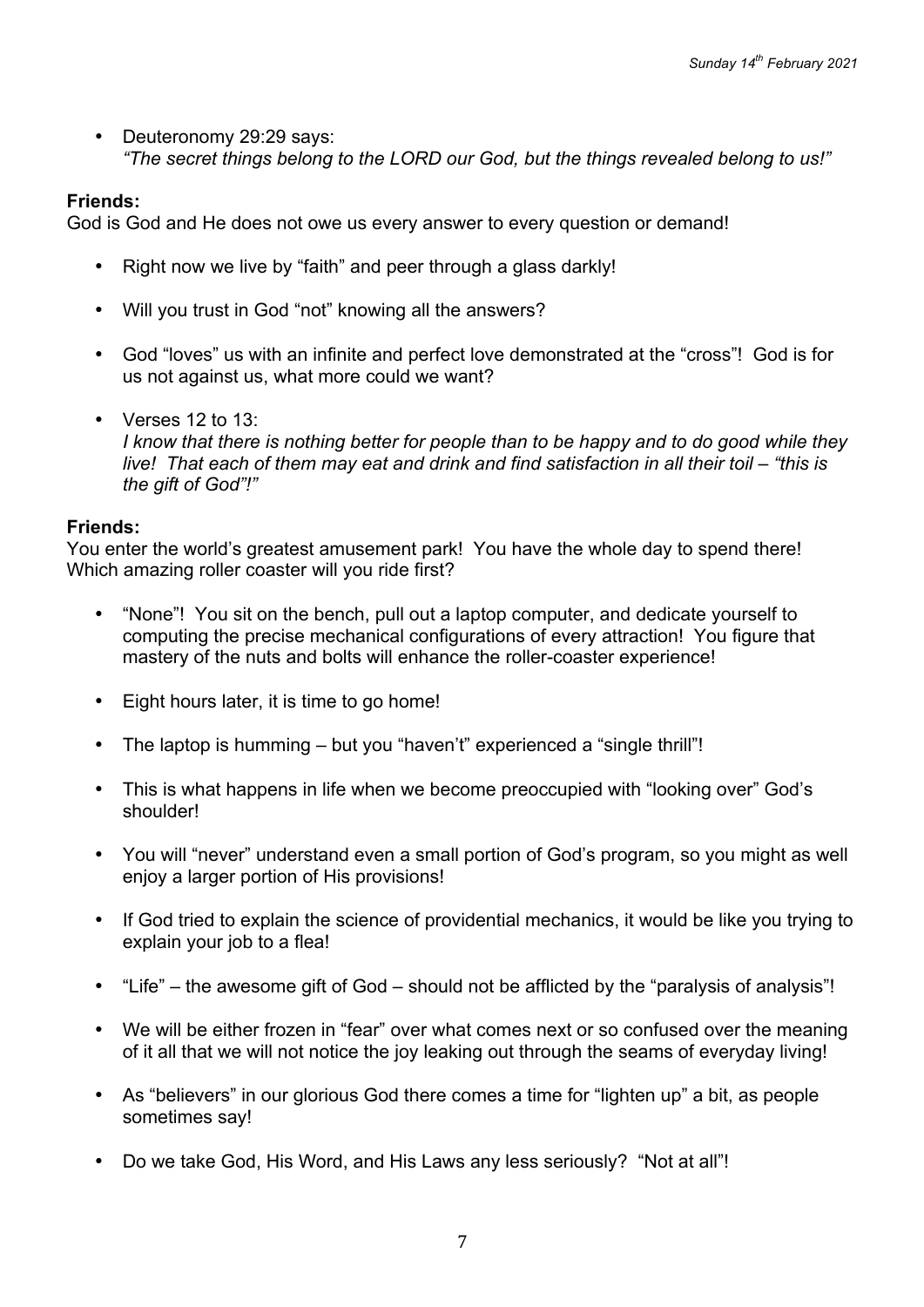- Deuteronomy 29:29 says:
  *"The secret things belong to the LORD our God, but the things revealed belong to us!"*

**Friends:**
God is God and He does not owe us every answer to every question or demand!

- Right now we live by "faith" and peer through a glass darkly!
- Will you trust in God "not" knowing all the answers?
- God "loves" us with an infinite and perfect love demonstrated at the "cross"! God is for us not against us, what more could we want?
- Verses 12 to 13:
  *I know that there is nothing better for people than to be happy and to do good while they live! That each of them may eat and drink and find satisfaction in all their toil – "this is the gift of God"!"*

**Friends:**
You enter the world's greatest amusement park! You have the whole day to spend there! Which amazing roller coaster will you ride first?

- "None"! You sit on the bench, pull out a laptop computer, and dedicate yourself to computing the precise mechanical configurations of every attraction! You figure that mastery of the nuts and bolts will enhance the roller-coaster experience!
- Eight hours later, it is time to go home!
- The laptop is humming – but you "haven't" experienced a "single thrill"!
- This is what happens in life when we become preoccupied with "looking over" God's shoulder!
- You will "never" understand even a small portion of God's program, so you might as well enjoy a larger portion of His provisions!
- If God tried to explain the science of providential mechanics, it would be like you trying to explain your job to a flea!
- "Life" – the awesome gift of God – should not be afflicted by the "paralysis of analysis"!
- We will be either frozen in "fear" over what comes next or so confused over the meaning of it all that we will not notice the joy leaking out through the seams of everyday living!
- As "believers" in our glorious God there comes a time for "lighten up" a bit, as people sometimes say!
- Do we take God, His Word, and His Laws any less seriously? "Not at all"!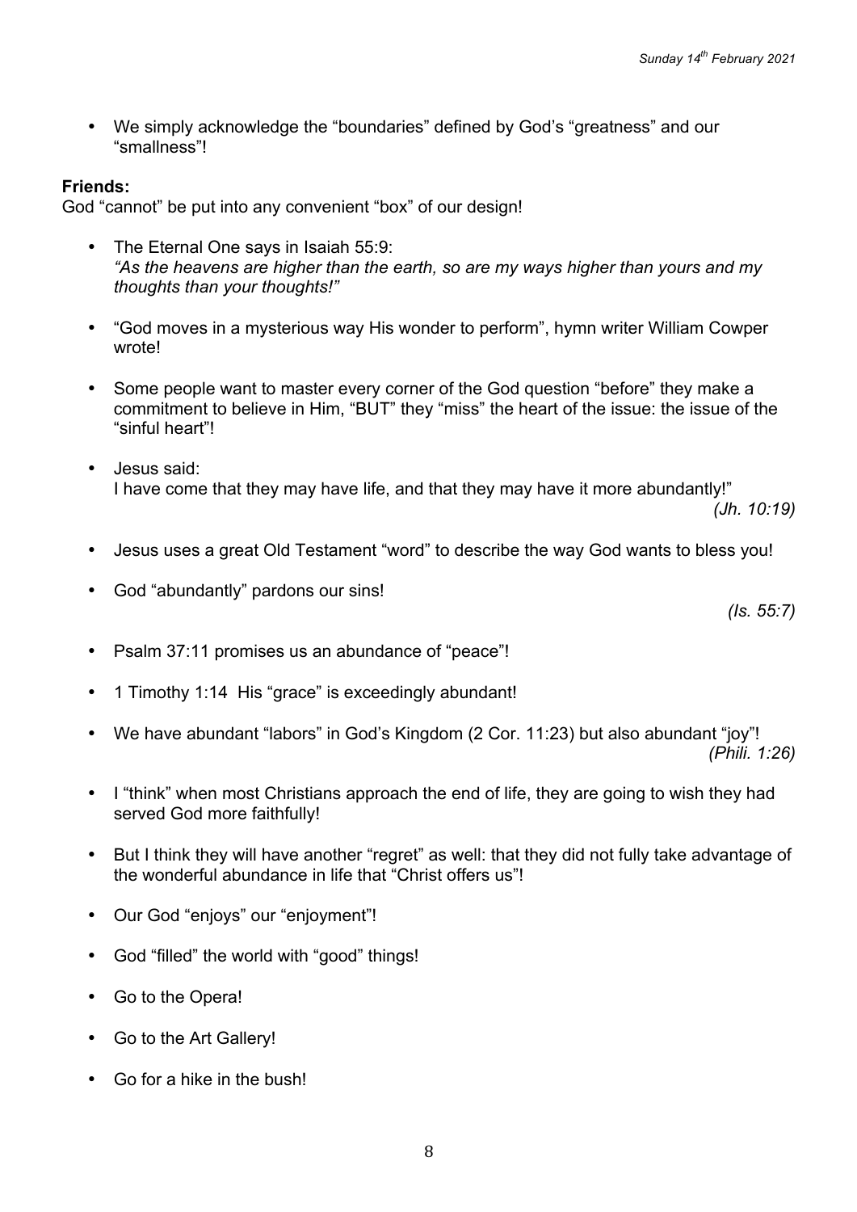- We simply acknowledge the "boundaries" defined by God's "greatness" and our "smallness"!

**Friends:**
God "cannot" be put into any convenient "box" of our design!

- The Eternal One says in Isaiah 55:9:
  *"As the heavens are higher than the earth, so are my ways higher than yours and my thoughts than your thoughts!"*

- "God moves in a mysterious way His wonder to perform", hymn writer William Cowper wrote!

- Some people want to master every corner of the God question "before" they make a commitment to believe in Him, "BUT" they "miss" the heart of the issue: the issue of the "sinful heart"!

- Jesus said:
  I have come that they may have life, and that they may have it more abundantly!"
  *(Jh. 10:19)*

- Jesus uses a great Old Testament "word" to describe the way God wants to bless you!

- God "abundantly" pardons our sins!
  *(Is. 55:7)*

- Psalm 37:11 promises us an abundance of "peace"!

- 1 Timothy 1:14 His "grace" is exceedingly abundant!

- We have abundant "labors" in God's Kingdom (2 Cor. 11:23) but also abundant "joy"!
  *(Phili. 1:26)*

- I "think" when most Christians approach the end of life, they are going to wish they had served God more faithfully!

- But I think they will have another "regret" as well: that they did not fully take advantage of the wonderful abundance in life that "Christ offers us"!

- Our God "enjoys" our "enjoyment"!

- God "filled" the world with "good" things!

- Go to the Opera!

- Go to the Art Gallery!

- Go for a hike in the bush!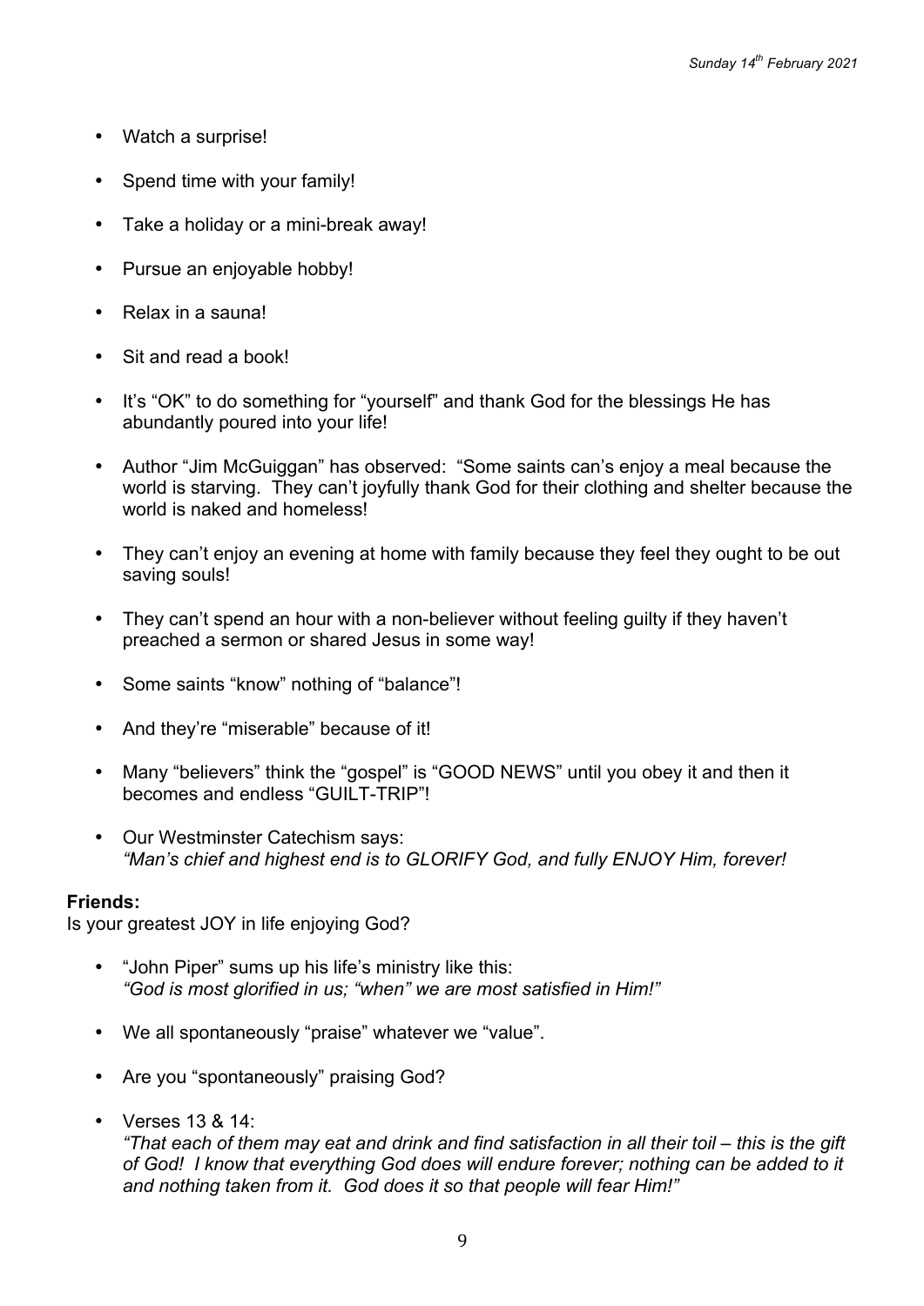- Watch a surprise!
- Spend time with your family!
- Take a holiday or a mini-break away!
- Pursue an enjoyable hobby!
- Relax in a sauna!
- Sit and read a book!
- It's "OK" to do something for "yourself" and thank God for the blessings He has abundantly poured into your life!
- Author "Jim McGuiggan" has observed: "Some saints can's enjoy a meal because the world is starving. They can't joyfully thank God for their clothing and shelter because the world is naked and homeless!
- They can't enjoy an evening at home with family because they feel they ought to be out saving souls!
- They can't spend an hour with a non-believer without feeling guilty if they haven't preached a sermon or shared Jesus in some way!
- Some saints "know" nothing of "balance"!
- And they're "miserable" because of it!
- Many "believers" think the "gospel" is "GOOD NEWS" until you obey it and then it becomes and endless "GUILT-TRIP"!
- Our Westminster Catechism says:
  *"Man's chief and highest end is to GLORIFY God, and fully ENJOY Him, forever!*

**Friends:**
Is your greatest JOY in life enjoying God?

- "John Piper" sums up his life's ministry like this:
  *"God is most glorified in us; "when" we are most satisfied in Him!"*
- We all spontaneously "praise" whatever we "value".
- Are you "spontaneously" praising God?
- Verses 13 & 14:
  *"That each of them may eat and drink and find satisfaction in all their toil – this is the gift of God! I know that everything God does will endure forever; nothing can be added to it and nothing taken from it. God does it so that people will fear Him!"*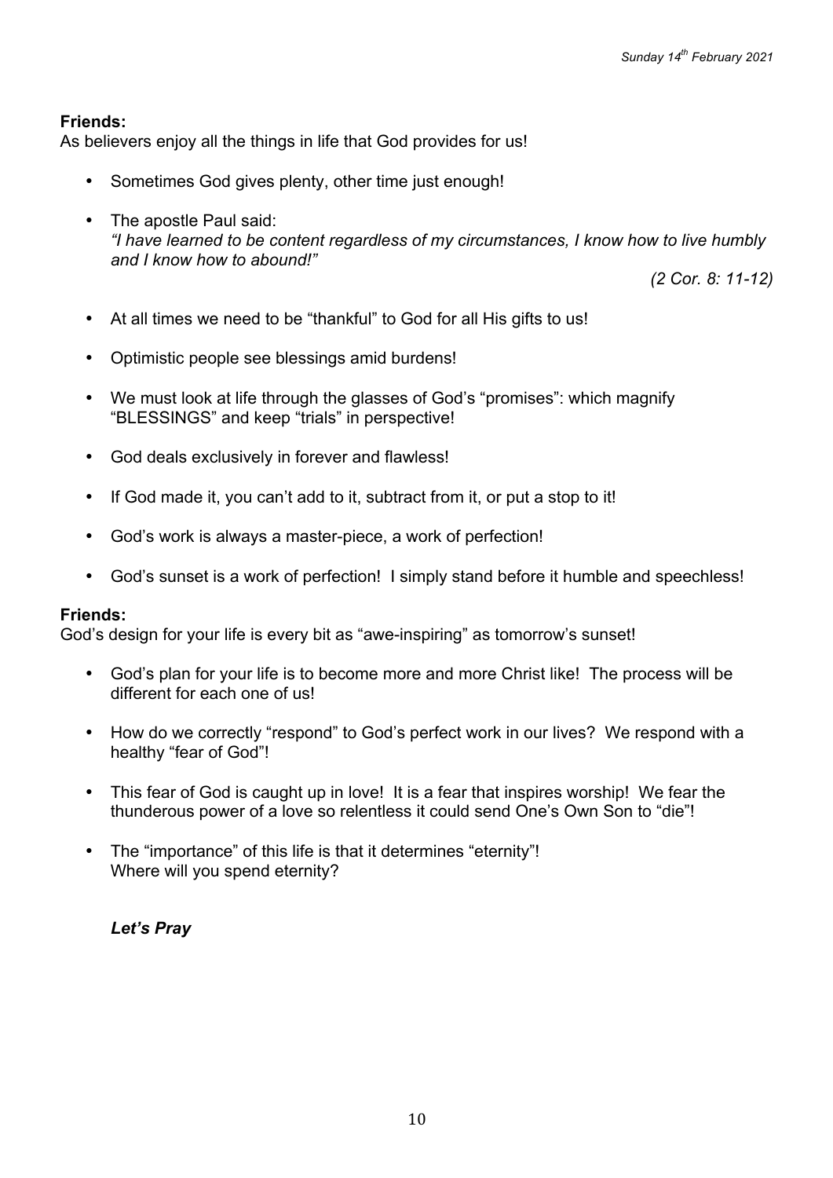**Friends:**
As believers enjoy all the things in life that God provides for us!

- Sometimes God gives plenty, other time just enough!
- The apostle Paul said:
  *"I have learned to be content regardless of my circumstances, I know how to live humbly and I know how to abound!"*

  *(2 Cor. 8: 11-12)*
- At all times we need to be "thankful" to God for all His gifts to us!
- Optimistic people see blessings amid burdens!
- We must look at life through the glasses of God's "promises": which magnify "BLESSINGS" and keep "trials" in perspective!
- God deals exclusively in forever and flawless!
- If God made it, you can't add to it, subtract from it, or put a stop to it!
- God's work is always a master-piece, a work of perfection!
- God's sunset is a work of perfection! I simply stand before it humble and speechless!

**Friends:**
God's design for your life is every bit as "awe-inspiring" as tomorrow's sunset!

- God's plan for your life is to become more and more Christ like! The process will be different for each one of us!
- How do we correctly "respond" to God's perfect work in our lives? We respond with a healthy "fear of God"!
- This fear of God is caught up in love! It is a fear that inspires worship! We fear the thunderous power of a love so relentless it could send One's Own Son to "die"!
- The "importance" of this life is that it determines "eternity"!
  Where will you spend eternity?

***Let's Pray***